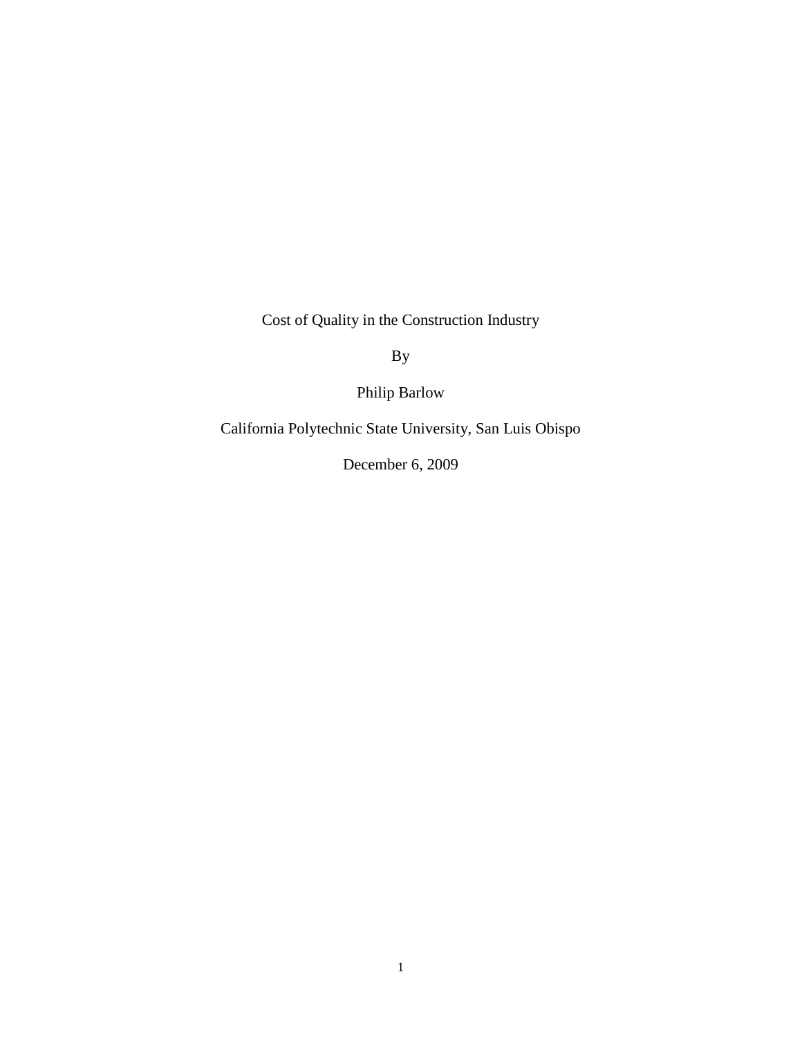# Cost of Quality in the Construction Industry

By

Philip Barlow

California Polytechnic State University, San Luis Obispo

December 6, 2009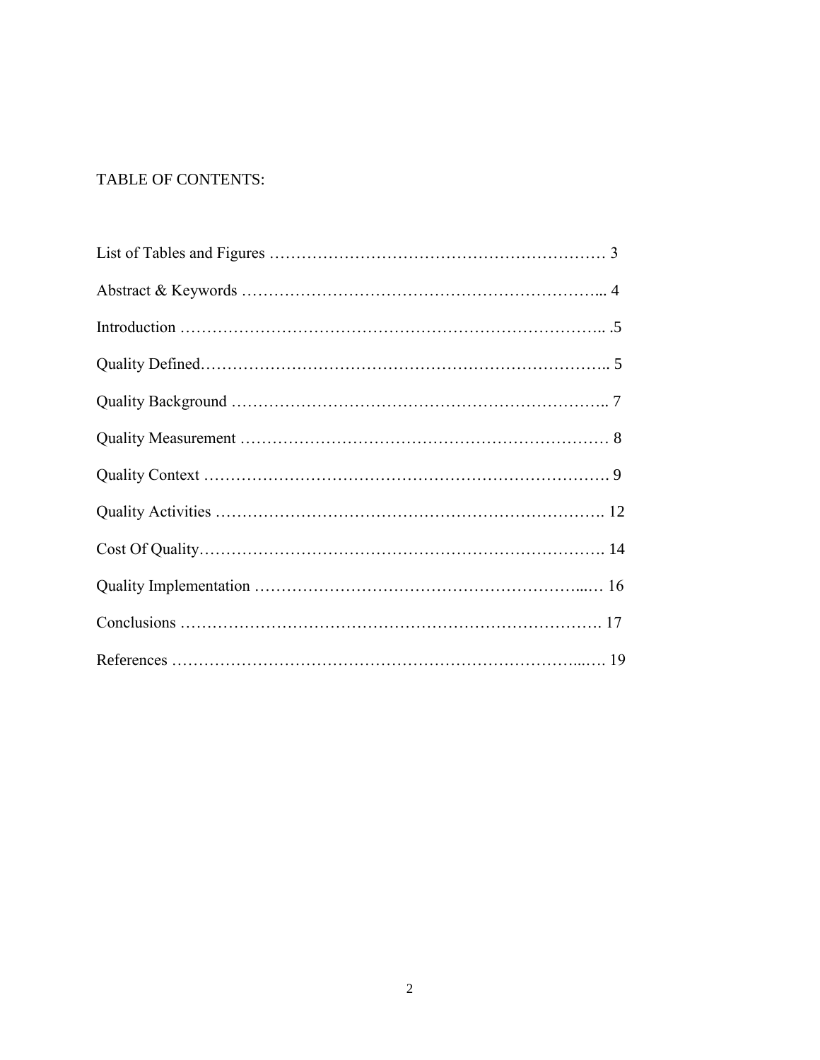TABLE OF CONTENTS:

List of Tables and Figures ………………………………………………………… 3

Abstract & Keywords ……………………………………………………………... 4

Introduction ………………………………………………………………….. .5

Quality Defined………………………………………………………………….. 5

Quality Background …………………………………………………………….. 7

Quality Measurement …………………………………………………………… 8

Quality Context ………………………………………………………………… 9

Quality Activities ……………………………………………………………… 12

Cost Of Quality………………………………………………………………… 14

Quality Implementation …………………………………………………...… 16

Conclusions …………………………………………………………………. 17

References ………………………………………………………………...…. 19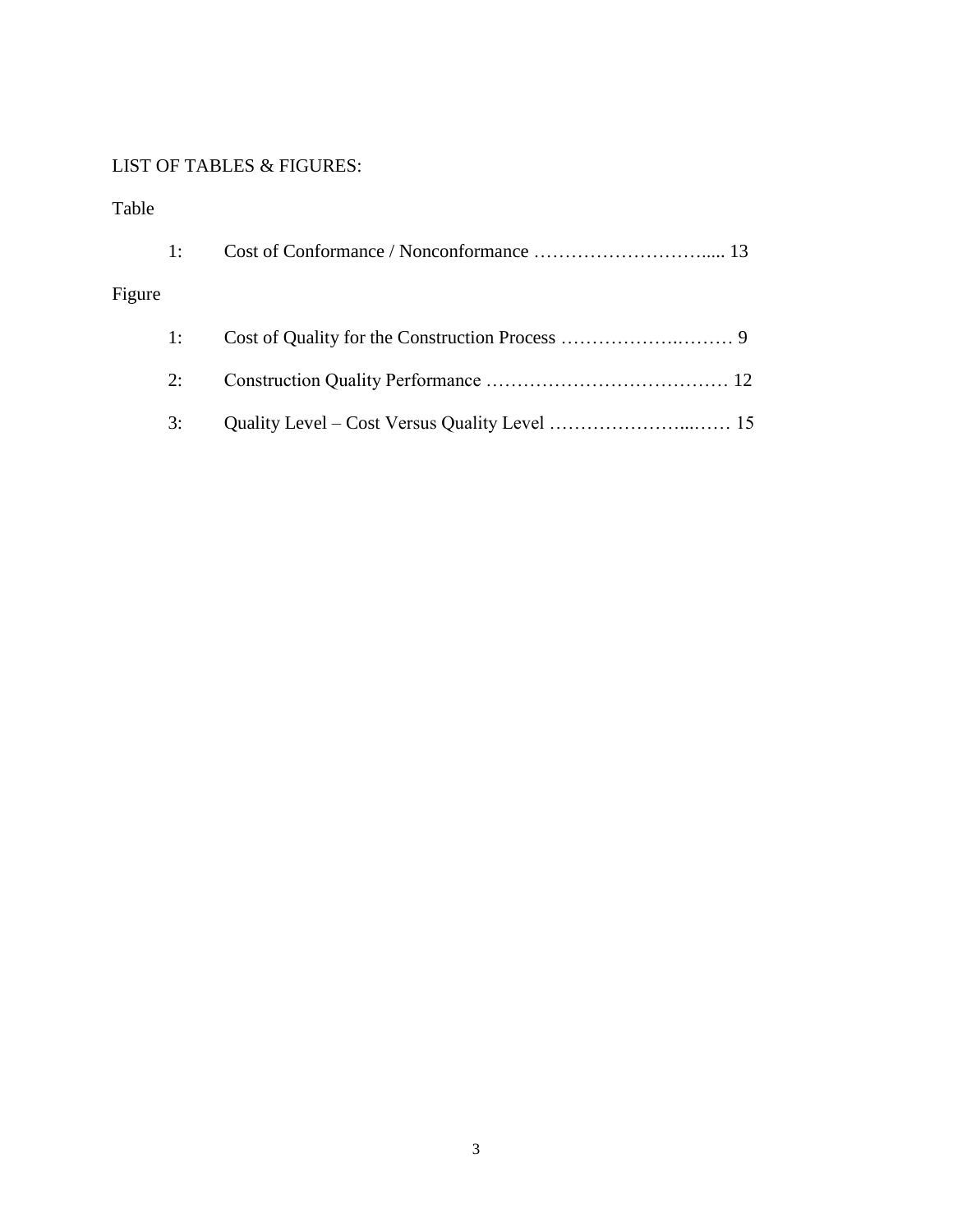## LIST OF TABLES & FIGURES:

Table

1: Cost of Conformance / Nonconformance ………………………..... 13

Figure

1: Cost of Quality for the Construction Process ………………….……. 9

2: Construction Quality Performance ………………………………… 12

3: Quality Level – Cost Versus Quality Level …………………...…… 15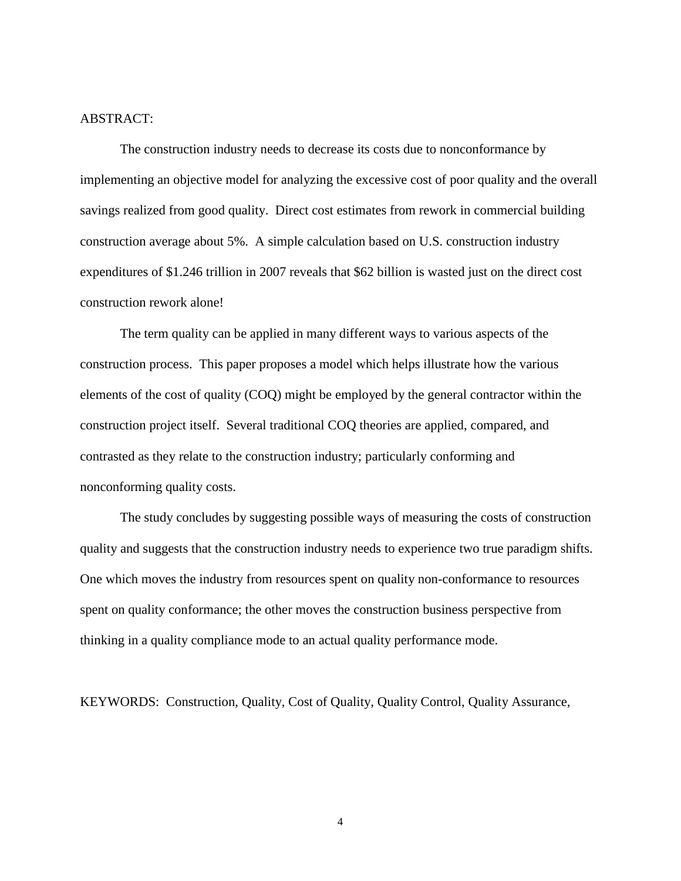ABSTRACT:

The construction industry needs to decrease its costs due to nonconformance by implementing an objective model for analyzing the excessive cost of poor quality and the overall savings realized from good quality. Direct cost estimates from rework in commercial building construction average about 5%. A simple calculation based on U.S. construction industry expenditures of $1.246 trillion in 2007 reveals that $62 billion is wasted just on the direct cost construction rework alone!

The term quality can be applied in many different ways to various aspects of the construction process. This paper proposes a model which helps illustrate how the various elements of the cost of quality (COQ) might be employed by the general contractor within the construction project itself. Several traditional COQ theories are applied, compared, and contrasted as they relate to the construction industry; particularly conforming and nonconforming quality costs.

The study concludes by suggesting possible ways of measuring the costs of construction quality and suggests that the construction industry needs to experience two true paradigm shifts. One which moves the industry from resources spent on quality non-conformance to resources spent on quality conformance; the other moves the construction business perspective from thinking in a quality compliance mode to an actual quality performance mode.

KEYWORDS: Construction, Quality, Cost of Quality, Quality Control, Quality Assurance,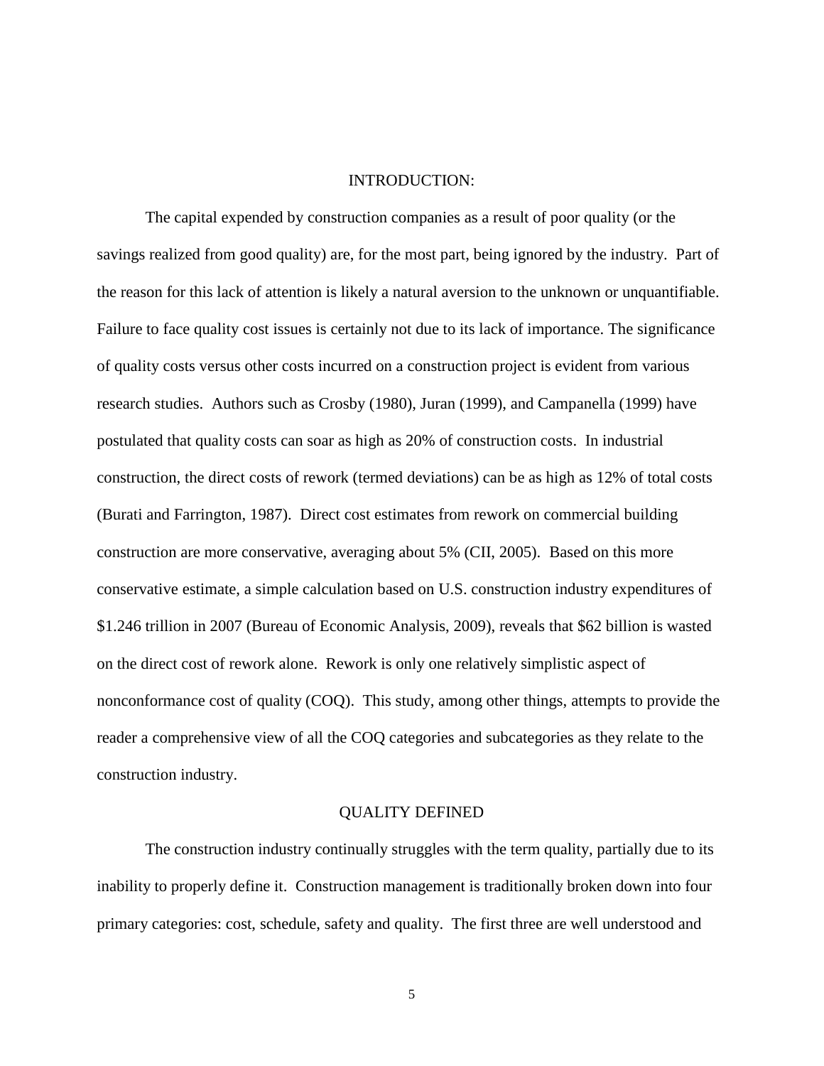## INTRODUCTION:

The capital expended by construction companies as a result of poor quality (or the savings realized from good quality) are, for the most part, being ignored by the industry. Part of the reason for this lack of attention is likely a natural aversion to the unknown or unquantifiable. Failure to face quality cost issues is certainly not due to its lack of importance. The significance of quality costs versus other costs incurred on a construction project is evident from various research studies. Authors such as Crosby (1980), Juran (1999), and Campanella (1999) have postulated that quality costs can soar as high as 20% of construction costs. In industrial construction, the direct costs of rework (termed deviations) can be as high as 12% of total costs (Burati and Farrington, 1987). Direct cost estimates from rework on commercial building construction are more conservative, averaging about 5% (CII, 2005). Based on this more conservative estimate, a simple calculation based on U.S. construction industry expenditures of $1.246 trillion in 2007 (Bureau of Economic Analysis, 2009), reveals that $62 billion is wasted on the direct cost of rework alone. Rework is only one relatively simplistic aspect of nonconformance cost of quality (COQ). This study, among other things, attempts to provide the reader a comprehensive view of all the COQ categories and subcategories as they relate to the construction industry.

## QUALITY DEFINED

The construction industry continually struggles with the term quality, partially due to its inability to properly define it. Construction management is traditionally broken down into four primary categories: cost, schedule, safety and quality. The first three are well understood and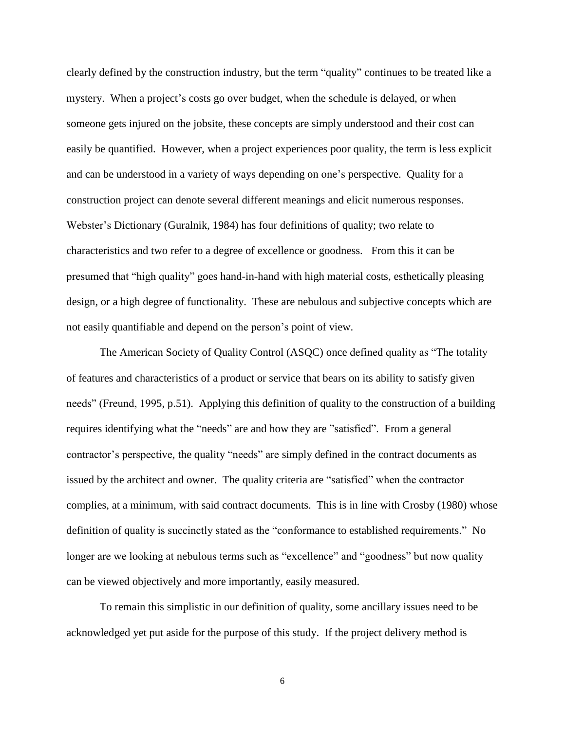clearly defined by the construction industry, but the term "quality" continues to be treated like a mystery. When a project's costs go over budget, when the schedule is delayed, or when someone gets injured on the jobsite, these concepts are simply understood and their cost can easily be quantified. However, when a project experiences poor quality, the term is less explicit and can be understood in a variety of ways depending on one's perspective. Quality for a construction project can denote several different meanings and elicit numerous responses. Webster's Dictionary (Guralnik, 1984) has four definitions of quality; two relate to characteristics and two refer to a degree of excellence or goodness. From this it can be presumed that "high quality" goes hand-in-hand with high material costs, esthetically pleasing design, or a high degree of functionality. These are nebulous and subjective concepts which are not easily quantifiable and depend on the person's point of view.

The American Society of Quality Control (ASQC) once defined quality as "The totality of features and characteristics of a product or service that bears on its ability to satisfy given needs" (Freund, 1995, p.51). Applying this definition of quality to the construction of a building requires identifying what the "needs" are and how they are "satisfied". From a general contractor's perspective, the quality "needs" are simply defined in the contract documents as issued by the architect and owner. The quality criteria are "satisfied" when the contractor complies, at a minimum, with said contract documents. This is in line with Crosby (1980) whose definition of quality is succinctly stated as the "conformance to established requirements." No longer are we looking at nebulous terms such as "excellence" and "goodness" but now quality can be viewed objectively and more importantly, easily measured.

To remain this simplistic in our definition of quality, some ancillary issues need to be acknowledged yet put aside for the purpose of this study. If the project delivery method is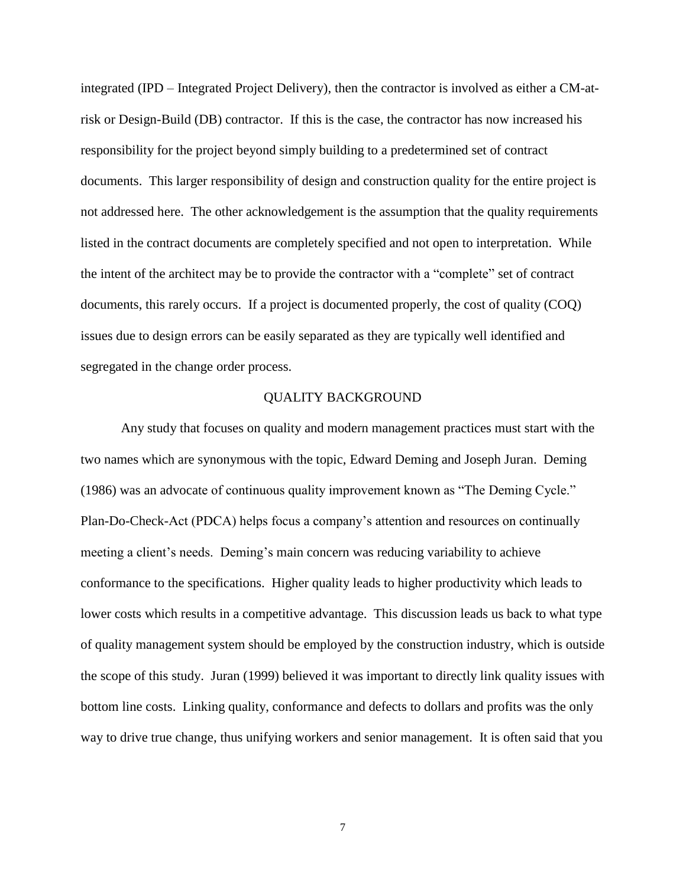integrated (IPD – Integrated Project Delivery), then the contractor is involved as either a CM-at-risk or Design-Build (DB) contractor. If this is the case, the contractor has now increased his responsibility for the project beyond simply building to a predetermined set of contract documents. This larger responsibility of design and construction quality for the entire project is not addressed here. The other acknowledgement is the assumption that the quality requirements listed in the contract documents are completely specified and not open to interpretation. While the intent of the architect may be to provide the contractor with a "complete" set of contract documents, this rarely occurs. If a project is documented properly, the cost of quality (COQ) issues due to design errors can be easily separated as they are typically well identified and segregated in the change order process.

## QUALITY BACKGROUND

Any study that focuses on quality and modern management practices must start with the two names which are synonymous with the topic, Edward Deming and Joseph Juran. Deming (1986) was an advocate of continuous quality improvement known as "The Deming Cycle." Plan-Do-Check-Act (PDCA) helps focus a company's attention and resources on continually meeting a client's needs. Deming's main concern was reducing variability to achieve conformance to the specifications. Higher quality leads to higher productivity which leads to lower costs which results in a competitive advantage. This discussion leads us back to what type of quality management system should be employed by the construction industry, which is outside the scope of this study. Juran (1999) believed it was important to directly link quality issues with bottom line costs. Linking quality, conformance and defects to dollars and profits was the only way to drive true change, thus unifying workers and senior management. It is often said that you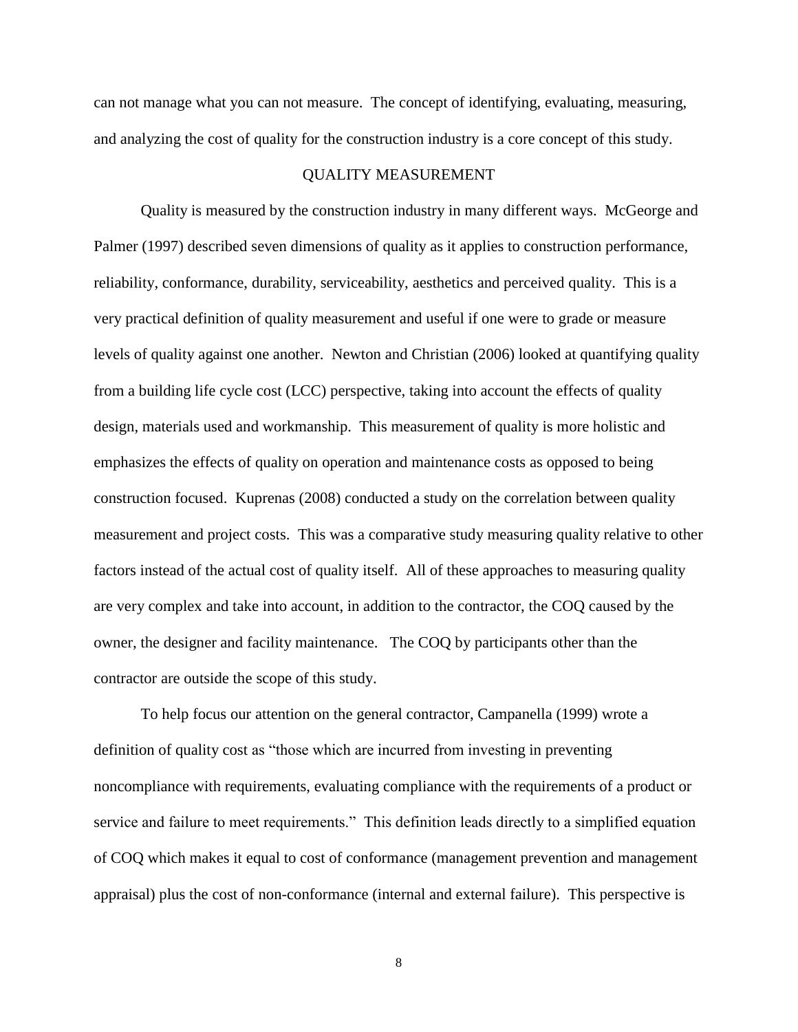can not manage what you can not measure. The concept of identifying, evaluating, measuring, and analyzing the cost of quality for the construction industry is a core concept of this study.

## QUALITY MEASUREMENT

Quality is measured by the construction industry in many different ways. McGeorge and Palmer (1997) described seven dimensions of quality as it applies to construction performance, reliability, conformance, durability, serviceability, aesthetics and perceived quality. This is a very practical definition of quality measurement and useful if one were to grade or measure levels of quality against one another. Newton and Christian (2006) looked at quantifying quality from a building life cycle cost (LCC) perspective, taking into account the effects of quality design, materials used and workmanship. This measurement of quality is more holistic and emphasizes the effects of quality on operation and maintenance costs as opposed to being construction focused. Kuprenas (2008) conducted a study on the correlation between quality measurement and project costs. This was a comparative study measuring quality relative to other factors instead of the actual cost of quality itself. All of these approaches to measuring quality are very complex and take into account, in addition to the contractor, the COQ caused by the owner, the designer and facility maintenance. The COQ by participants other than the contractor are outside the scope of this study.

To help focus our attention on the general contractor, Campanella (1999) wrote a definition of quality cost as "those which are incurred from investing in preventing noncompliance with requirements, evaluating compliance with the requirements of a product or service and failure to meet requirements." This definition leads directly to a simplified equation of COQ which makes it equal to cost of conformance (management prevention and management appraisal) plus the cost of non-conformance (internal and external failure). This perspective is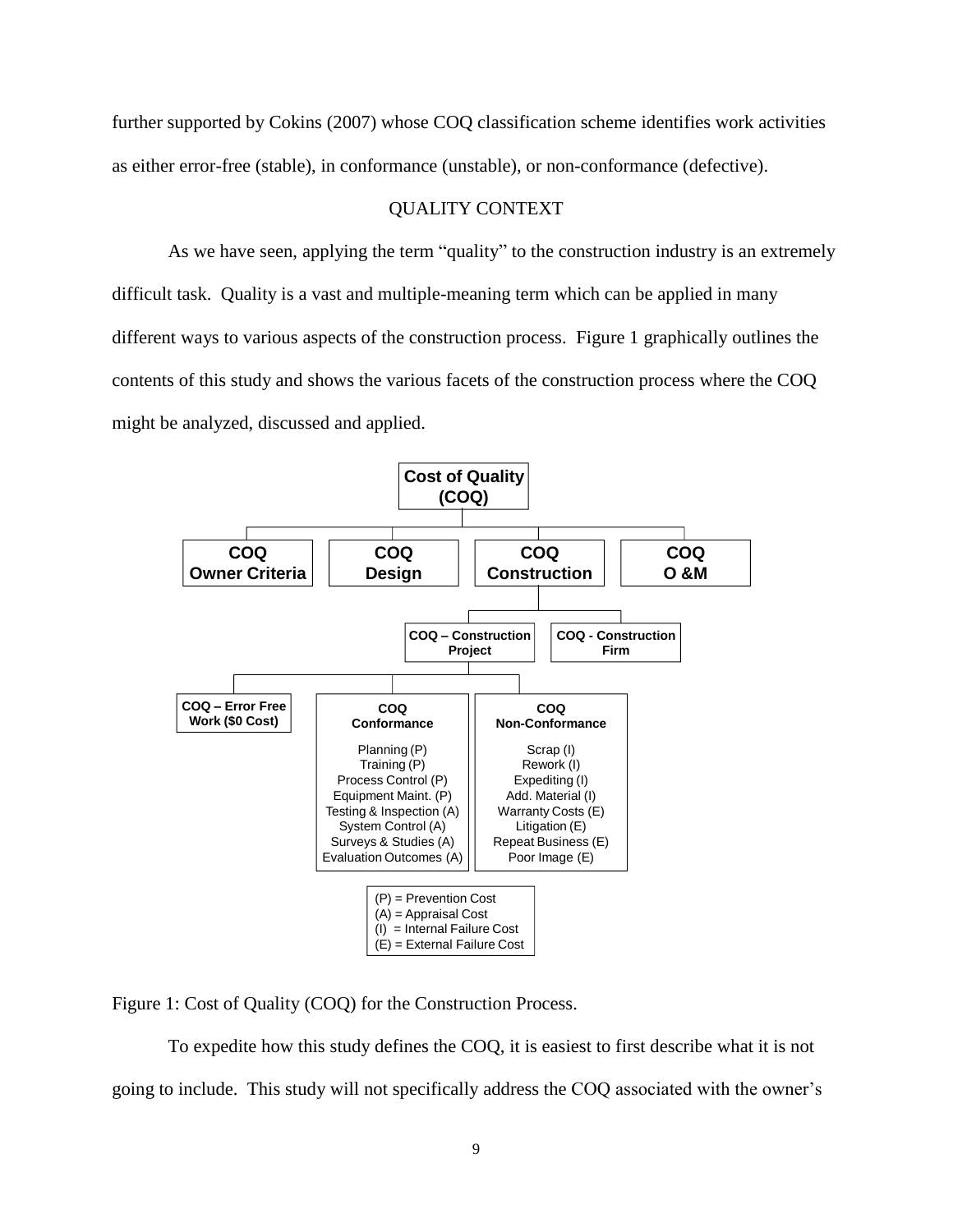further supported by Cokins (2007) whose COQ classification scheme identifies work activities as either error-free (stable), in conformance (unstable), or non-conformance (defective).

## QUALITY CONTEXT

As we have seen, applying the term "quality" to the construction industry is an extremely difficult task. Quality is a vast and multiple-meaning term which can be applied in many different ways to various aspects of the construction process. Figure 1 graphically outlines the contents of this study and shows the various facets of the construction process where the COQ might be analyzed, discussed and applied.

- **Cost of Quality (COQ)**
  - **COQ Owner Criteria**
  - **COQ Design**
  - **COQ Construction**
    - **COQ – Construction Project**
      - **COQ – Error Free Work ($0 Cost)**
      - **COQ Conformance**
        - Planning (P)
        - Training (P)
        - Process Control (P)
        - Equipment Maint. (P)
        - Testing & Inspection (A)
        - System Control (A)
        - Surveys & Studies (A)
        - Evaluation Outcomes (A)
      - **COQ Non-Conformance**
        - Scrap (I)
        - Rework (I)
        - Expediting (I)
        - Add. Material (I)
        - Warranty Costs (E)
        - Litigation (E)
        - Repeat Business (E)
        - Poor Image (E)
    - **COQ - Construction Firm**
  - **COQ O &M**

(P) = Prevention Cost
(A) = Appraisal Cost
(I) = Internal Failure Cost
(E) = External Failure Cost

Figure 1: Cost of Quality (COQ) for the Construction Process.

To expedite how this study defines the COQ, it is easiest to first describe what it is not going to include. This study will not specifically address the COQ associated with the owner's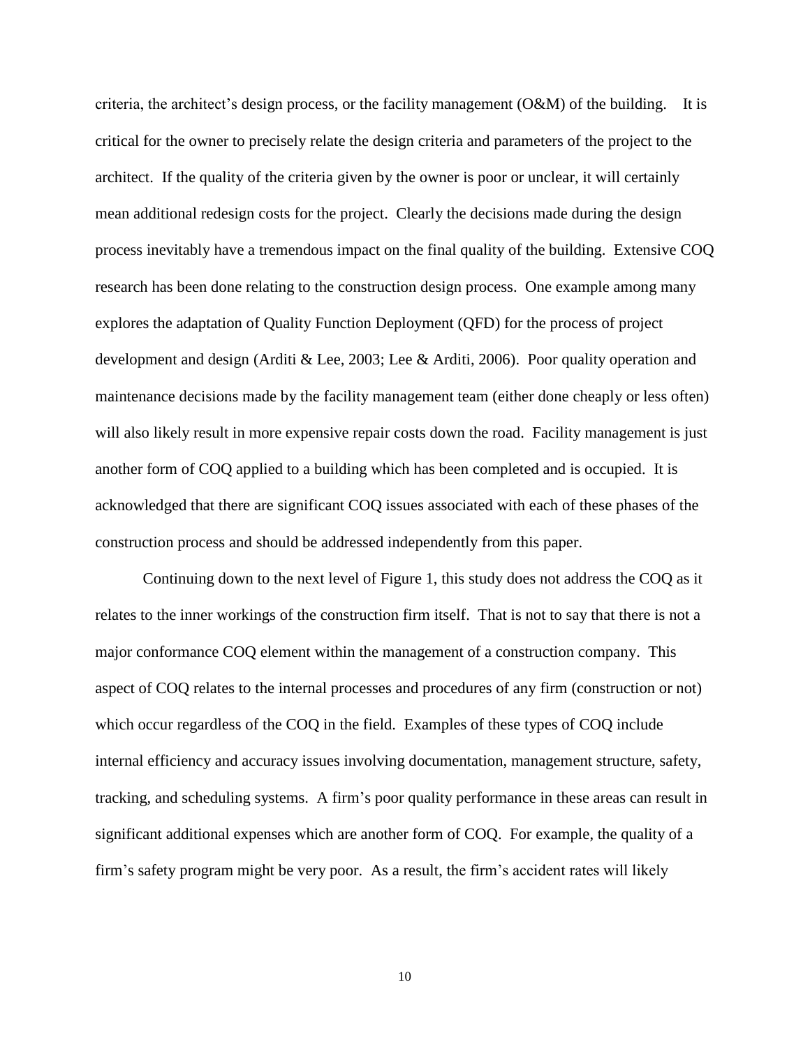criteria, the architect's design process, or the facility management (O&M) of the building. It is critical for the owner to precisely relate the design criteria and parameters of the project to the architect. If the quality of the criteria given by the owner is poor or unclear, it will certainly mean additional redesign costs for the project. Clearly the decisions made during the design process inevitably have a tremendous impact on the final quality of the building. Extensive COQ research has been done relating to the construction design process. One example among many explores the adaptation of Quality Function Deployment (QFD) for the process of project development and design (Arditi & Lee, 2003; Lee & Arditi, 2006). Poor quality operation and maintenance decisions made by the facility management team (either done cheaply or less often) will also likely result in more expensive repair costs down the road. Facility management is just another form of COQ applied to a building which has been completed and is occupied. It is acknowledged that there are significant COQ issues associated with each of these phases of the construction process and should be addressed independently from this paper.

Continuing down to the next level of Figure 1, this study does not address the COQ as it relates to the inner workings of the construction firm itself. That is not to say that there is not a major conformance COQ element within the management of a construction company. This aspect of COQ relates to the internal processes and procedures of any firm (construction or not) which occur regardless of the COQ in the field. Examples of these types of COQ include internal efficiency and accuracy issues involving documentation, management structure, safety, tracking, and scheduling systems. A firm's poor quality performance in these areas can result in significant additional expenses which are another form of COQ. For example, the quality of a firm's safety program might be very poor. As a result, the firm's accident rates will likely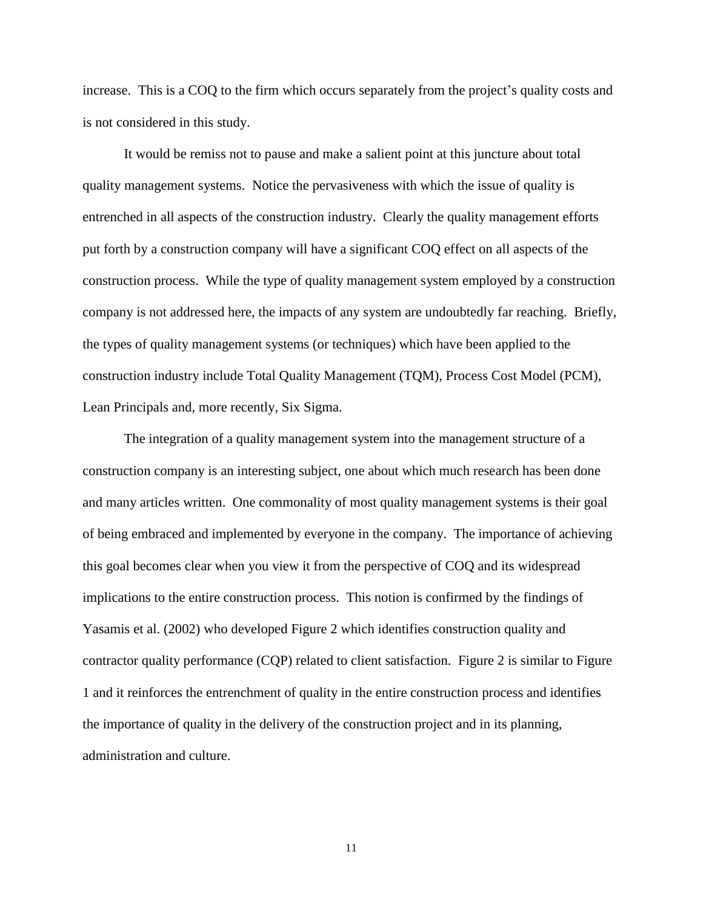increase. This is a COQ to the firm which occurs separately from the project's quality costs and is not considered in this study.

It would be remiss not to pause and make a salient point at this juncture about total quality management systems. Notice the pervasiveness with which the issue of quality is entrenched in all aspects of the construction industry. Clearly the quality management efforts put forth by a construction company will have a significant COQ effect on all aspects of the construction process. While the type of quality management system employed by a construction company is not addressed here, the impacts of any system are undoubtedly far reaching. Briefly, the types of quality management systems (or techniques) which have been applied to the construction industry include Total Quality Management (TQM), Process Cost Model (PCM), Lean Principals and, more recently, Six Sigma.

The integration of a quality management system into the management structure of a construction company is an interesting subject, one about which much research has been done and many articles written. One commonality of most quality management systems is their goal of being embraced and implemented by everyone in the company. The importance of achieving this goal becomes clear when you view it from the perspective of COQ and its widespread implications to the entire construction process. This notion is confirmed by the findings of Yasamis et al. (2002) who developed Figure 2 which identifies construction quality and contractor quality performance (CQP) related to client satisfaction. Figure 2 is similar to Figure 1 and it reinforces the entrenchment of quality in the entire construction process and identifies the importance of quality in the delivery of the construction project and in its planning, administration and culture.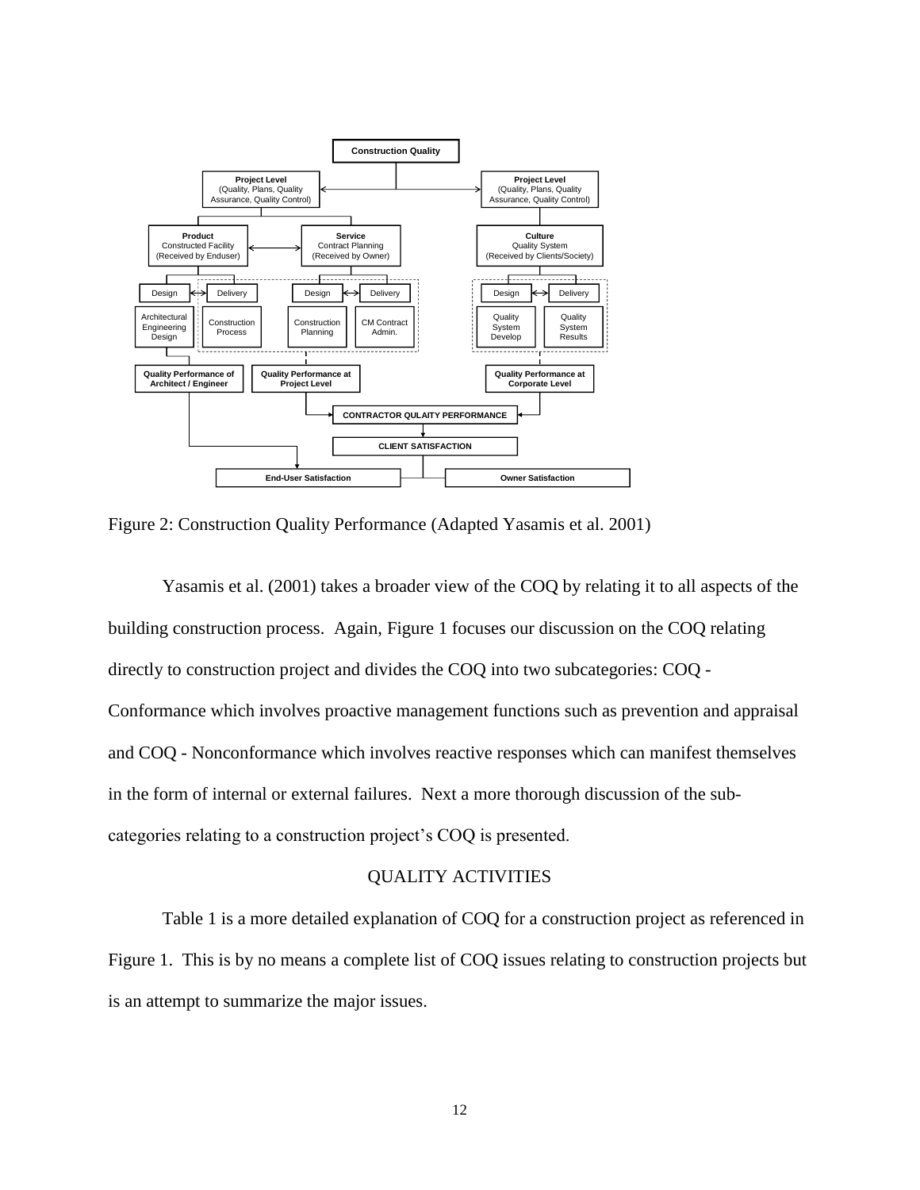Figure 2: Construction Quality Performance (Adapted Yasamis et al. 2001)

Yasamis et al. (2001) takes a broader view of the COQ by relating it to all aspects of the building construction process. Again, Figure 1 focuses our discussion on the COQ relating directly to construction project and divides the COQ into two subcategories: COQ - Conformance which involves proactive management functions such as prevention and appraisal and COQ - Nonconformance which involves reactive responses which can manifest themselves in the form of internal or external failures. Next a more thorough discussion of the sub-categories relating to a construction project's COQ is presented.

## QUALITY ACTIVITIES

Table 1 is a more detailed explanation of COQ for a construction project as referenced in Figure 1. This is by no means a complete list of COQ issues relating to construction projects but is an attempt to summarize the major issues.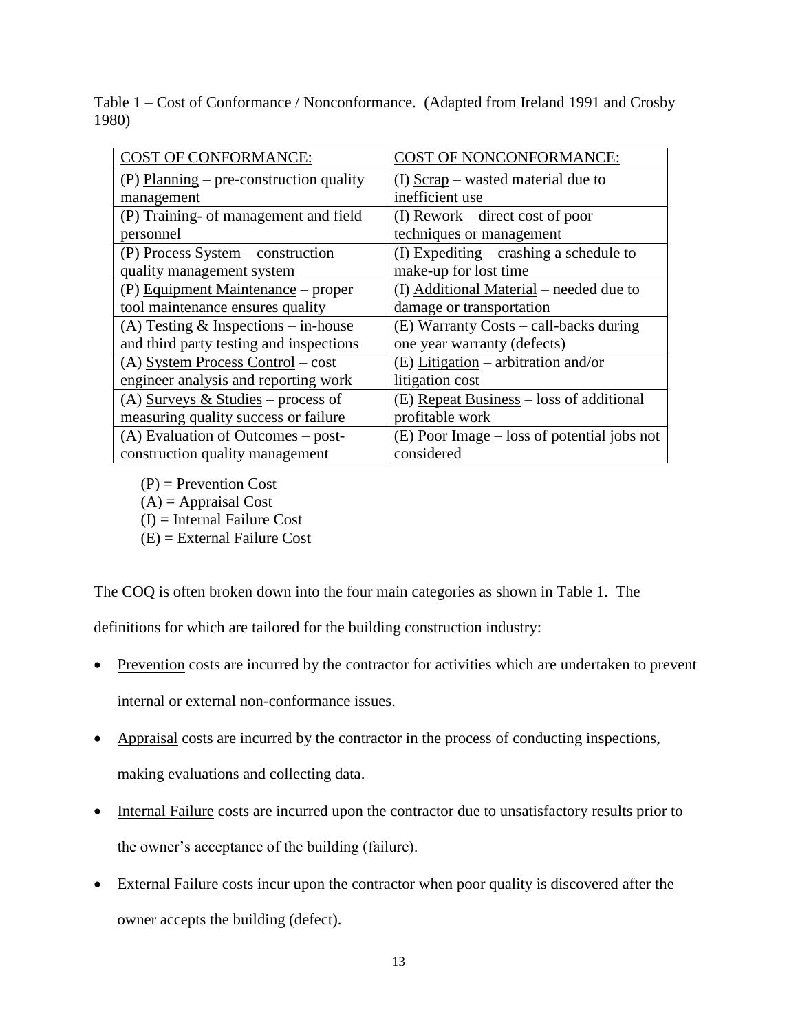Table 1 – Cost of Conformance / Nonconformance. (Adapted from Ireland 1991 and Crosby 1980)

| COST OF CONFORMANCE: | COST OF NONCONFORMANCE: |
| --- | --- |
| (P) Planning – pre-construction quality management | (I) Scrap – wasted material due to inefficient use |
| (P) Training- of management and field personnel | (I) Rework – direct cost of poor techniques or management |
| (P) Process System – construction quality management system | (I) Expediting – crashing a schedule to make-up for lost time |
| (P) Equipment Maintenance – proper tool maintenance ensures quality | (I) Additional Material – needed due to damage or transportation |
| (A) Testing & Inspections – in-house and third party testing and inspections | (E) Warranty Costs – call-backs during one year warranty (defects) |
| (A) System Process Control – cost engineer analysis and reporting work | (E) Litigation – arbitration and/or litigation cost |
| (A) Surveys & Studies – process of measuring quality success or failure | (E) Repeat Business – loss of additional profitable work |
| (A) Evaluation of Outcomes – post-construction quality management | (E) Poor Image – loss of potential jobs not considered |

(P) = Prevention Cost
(A) = Appraisal Cost
(I) = Internal Failure Cost
(E) = External Failure Cost

The COQ is often broken down into the four main categories as shown in Table 1. The definitions for which are tailored for the building construction industry:

- Prevention costs are incurred by the contractor for activities which are undertaken to prevent internal or external non-conformance issues.
- Appraisal costs are incurred by the contractor in the process of conducting inspections, making evaluations and collecting data.
- Internal Failure costs are incurred upon the contractor due to unsatisfactory results prior to the owner's acceptance of the building (failure).
- External Failure costs incur upon the contractor when poor quality is discovered after the owner accepts the building (defect).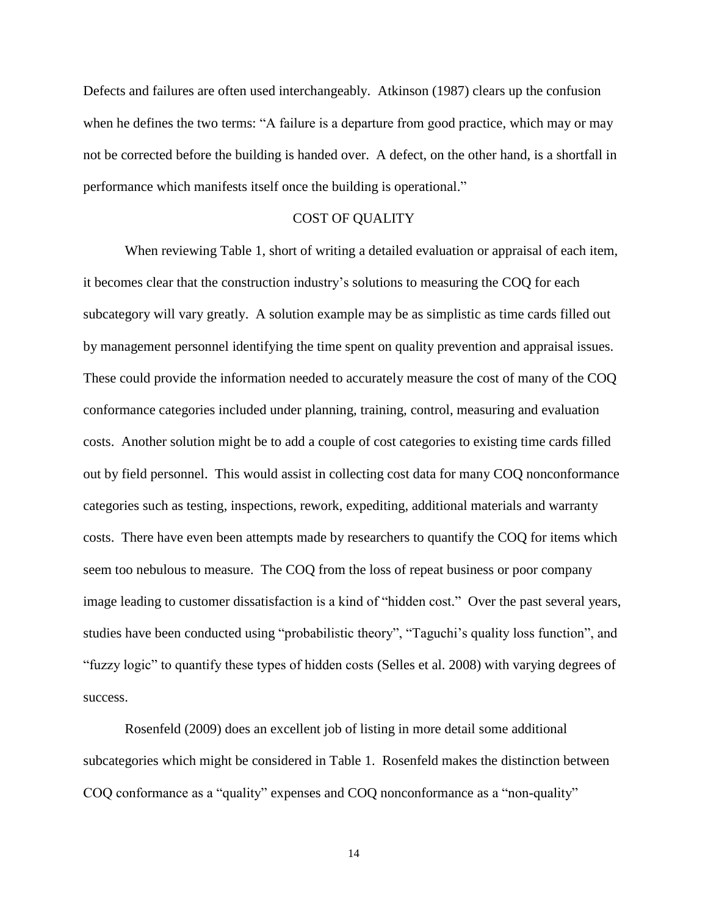Defects and failures are often used interchangeably. Atkinson (1987) clears up the confusion when he defines the two terms: "A failure is a departure from good practice, which may or may not be corrected before the building is handed over. A defect, on the other hand, is a shortfall in performance which manifests itself once the building is operational."

## COST OF QUALITY

When reviewing Table 1, short of writing a detailed evaluation or appraisal of each item, it becomes clear that the construction industry's solutions to measuring the COQ for each subcategory will vary greatly. A solution example may be as simplistic as time cards filled out by management personnel identifying the time spent on quality prevention and appraisal issues. These could provide the information needed to accurately measure the cost of many of the COQ conformance categories included under planning, training, control, measuring and evaluation costs. Another solution might be to add a couple of cost categories to existing time cards filled out by field personnel. This would assist in collecting cost data for many COQ nonconformance categories such as testing, inspections, rework, expediting, additional materials and warranty costs. There have even been attempts made by researchers to quantify the COQ for items which seem too nebulous to measure. The COQ from the loss of repeat business or poor company image leading to customer dissatisfaction is a kind of "hidden cost." Over the past several years, studies have been conducted using "probabilistic theory", "Taguchi's quality loss function", and "fuzzy logic" to quantify these types of hidden costs (Selles et al. 2008) with varying degrees of success.

Rosenfeld (2009) does an excellent job of listing in more detail some additional subcategories which might be considered in Table 1. Rosenfeld makes the distinction between COQ conformance as a "quality" expenses and COQ nonconformance as a "non-quality"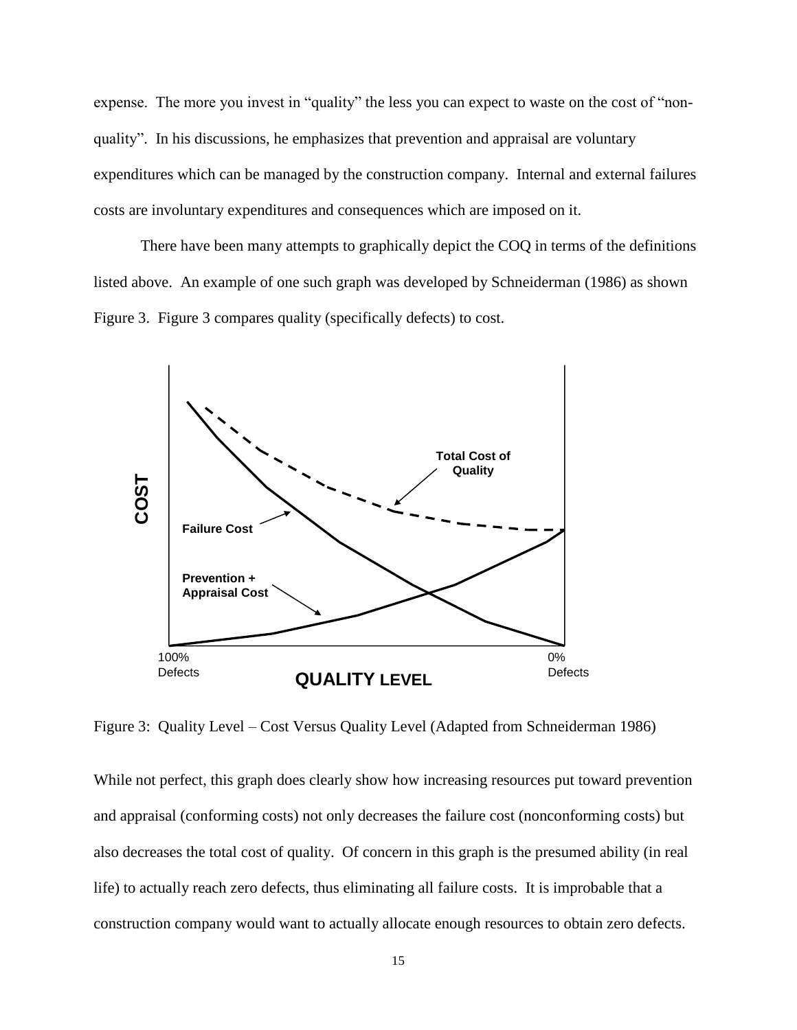expense. The more you invest in "quality" the less you can expect to waste on the cost of "non-quality". In his discussions, he emphasizes that prevention and appraisal are voluntary expenditures which can be managed by the construction company. Internal and external failures costs are involuntary expenditures and consequences which are imposed on it.

There have been many attempts to graphically depict the COQ in terms of the definitions listed above. An example of one such graph was developed by Schneiderman (1986) as shown Figure 3. Figure 3 compares quality (specifically defects) to cost.

Figure 3: Quality Level – Cost Versus Quality Level (Adapted from Schneiderman 1986)

While not perfect, this graph does clearly show how increasing resources put toward prevention and appraisal (conforming costs) not only decreases the failure cost (nonconforming costs) but also decreases the total cost of quality. Of concern in this graph is the presumed ability (in real life) to actually reach zero defects, thus eliminating all failure costs. It is improbable that a construction company would want to actually allocate enough resources to obtain zero defects.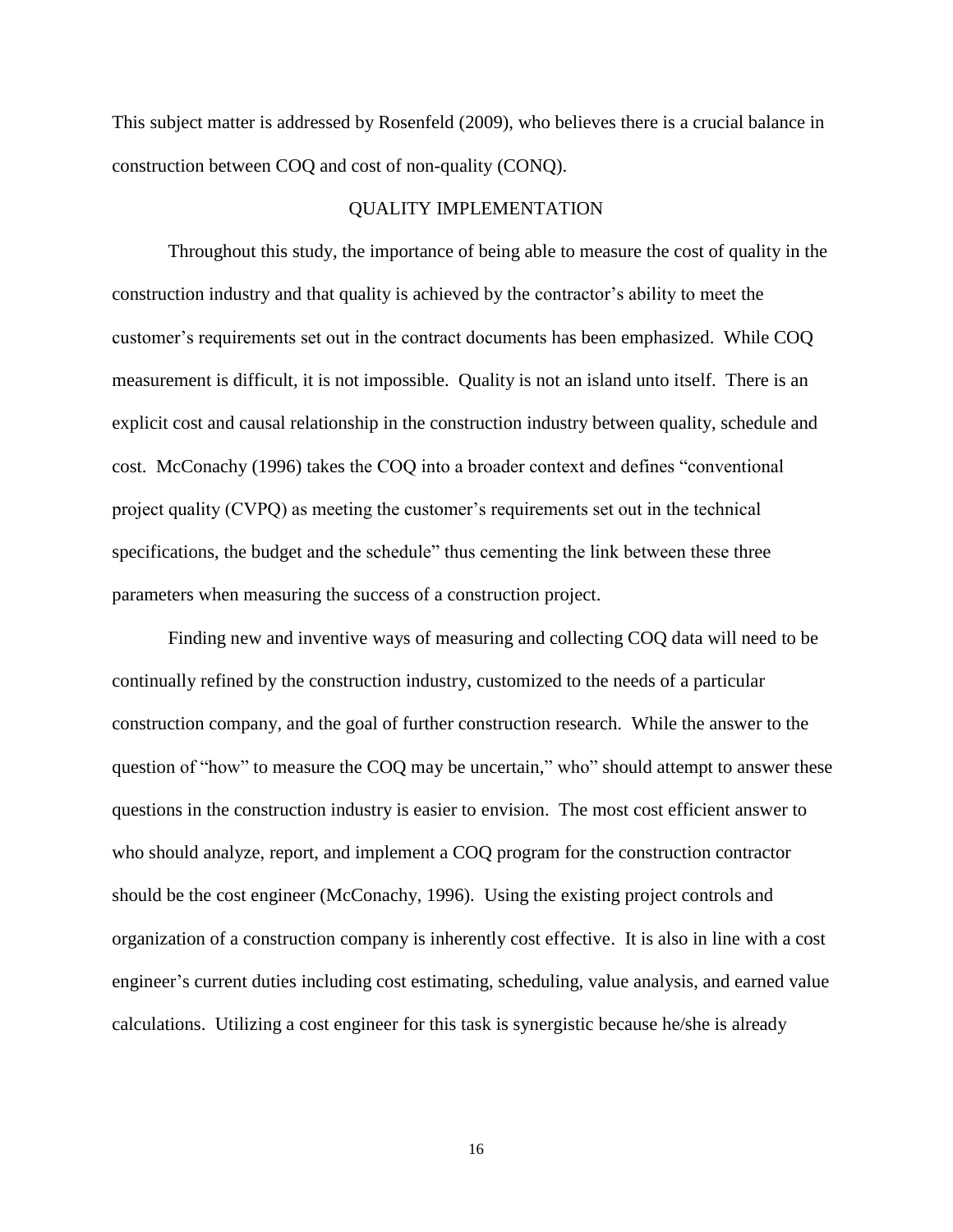This subject matter is addressed by Rosenfeld (2009), who believes there is a crucial balance in construction between COQ and cost of non-quality (CONQ).

## QUALITY IMPLEMENTATION

Throughout this study, the importance of being able to measure the cost of quality in the construction industry and that quality is achieved by the contractor's ability to meet the customer's requirements set out in the contract documents has been emphasized. While COQ measurement is difficult, it is not impossible. Quality is not an island unto itself. There is an explicit cost and causal relationship in the construction industry between quality, schedule and cost. McConachy (1996) takes the COQ into a broader context and defines "conventional project quality (CVPQ) as meeting the customer's requirements set out in the technical specifications, the budget and the schedule" thus cementing the link between these three parameters when measuring the success of a construction project.

Finding new and inventive ways of measuring and collecting COQ data will need to be continually refined by the construction industry, customized to the needs of a particular construction company, and the goal of further construction research. While the answer to the question of "how" to measure the COQ may be uncertain," who" should attempt to answer these questions in the construction industry is easier to envision. The most cost efficient answer to who should analyze, report, and implement a COQ program for the construction contractor should be the cost engineer (McConachy, 1996). Using the existing project controls and organization of a construction company is inherently cost effective. It is also in line with a cost engineer's current duties including cost estimating, scheduling, value analysis, and earned value calculations. Utilizing a cost engineer for this task is synergistic because he/she is already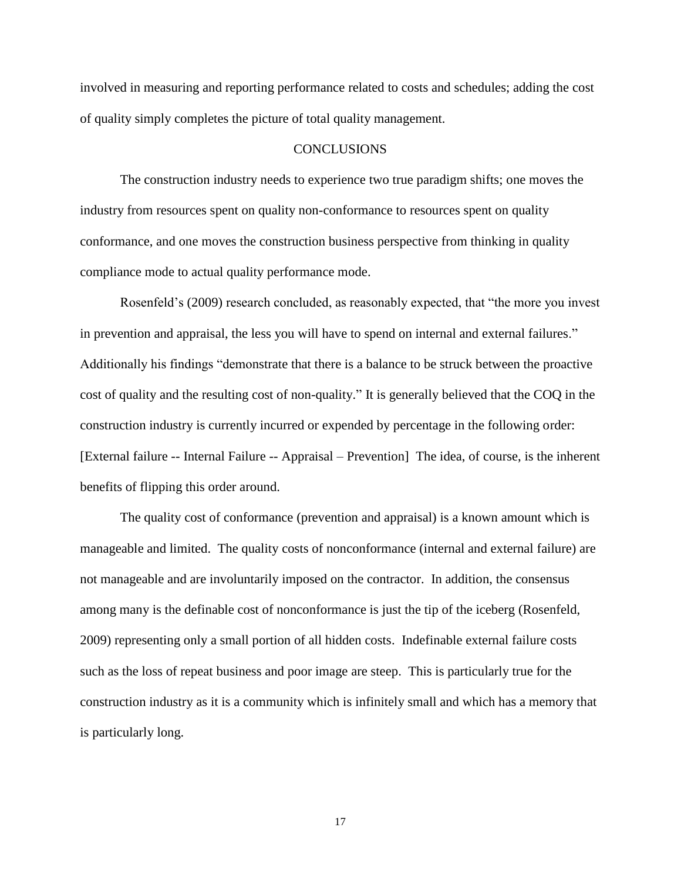involved in measuring and reporting performance related to costs and schedules; adding the cost of quality simply completes the picture of total quality management.

## CONCLUSIONS

The construction industry needs to experience two true paradigm shifts; one moves the industry from resources spent on quality non-conformance to resources spent on quality conformance, and one moves the construction business perspective from thinking in quality compliance mode to actual quality performance mode.

Rosenfeld's (2009) research concluded, as reasonably expected, that "the more you invest in prevention and appraisal, the less you will have to spend on internal and external failures." Additionally his findings "demonstrate that there is a balance to be struck between the proactive cost of quality and the resulting cost of non-quality." It is generally believed that the COQ in the construction industry is currently incurred or expended by percentage in the following order: [External failure -- Internal Failure -- Appraisal – Prevention] The idea, of course, is the inherent benefits of flipping this order around.

The quality cost of conformance (prevention and appraisal) is a known amount which is manageable and limited. The quality costs of nonconformance (internal and external failure) are not manageable and are involuntarily imposed on the contractor. In addition, the consensus among many is the definable cost of nonconformance is just the tip of the iceberg (Rosenfeld, 2009) representing only a small portion of all hidden costs. Indefinable external failure costs such as the loss of repeat business and poor image are steep. This is particularly true for the construction industry as it is a community which is infinitely small and which has a memory that is particularly long.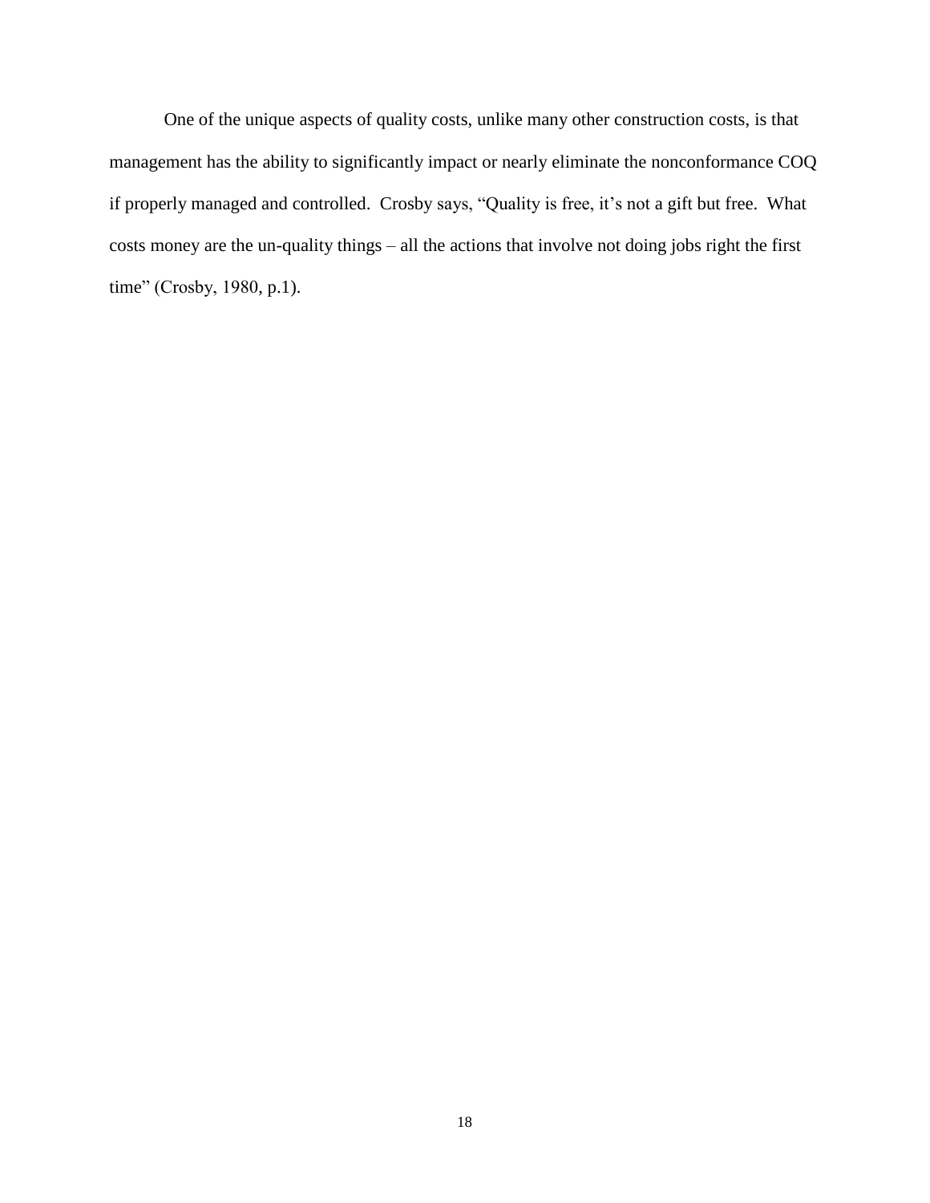One of the unique aspects of quality costs, unlike many other construction costs, is that management has the ability to significantly impact or nearly eliminate the nonconformance COQ if properly managed and controlled. Crosby says, "Quality is free, it's not a gift but free. What costs money are the un-quality things – all the actions that involve not doing jobs right the first time" (Crosby, 1980, p.1).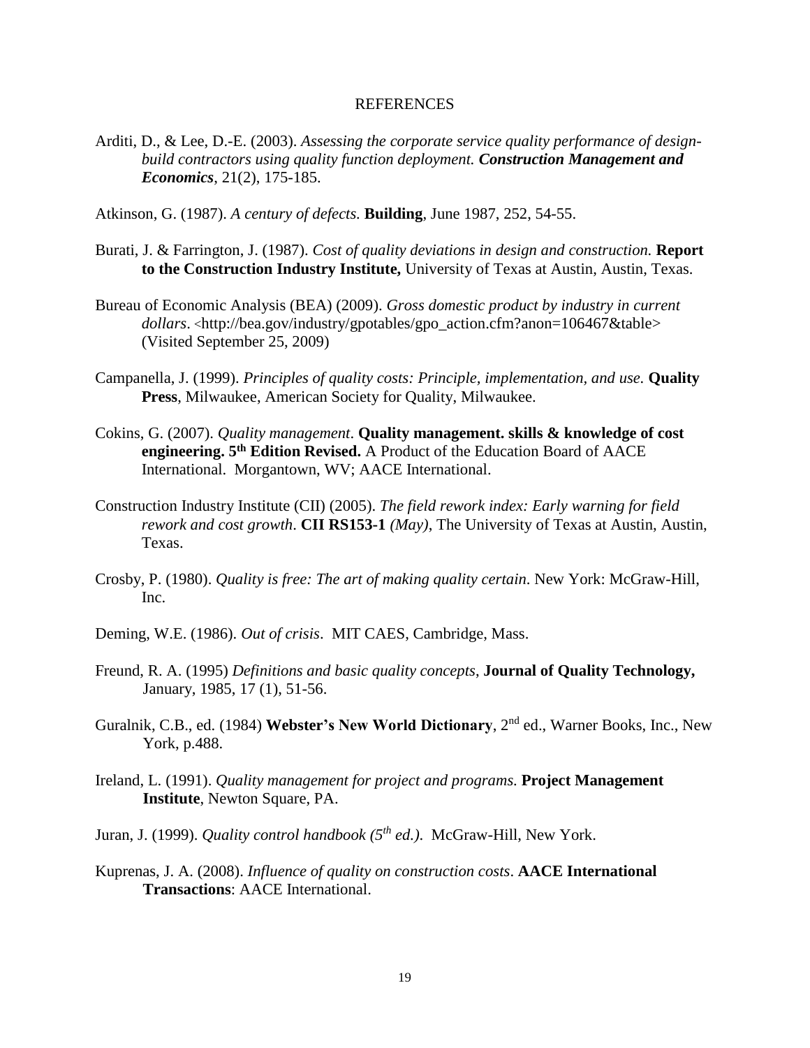# REFERENCES

Arditi, D., & Lee, D.-E. (2003). *Assessing the corporate service quality performance of design-build contractors using quality function deployment.* ***Construction Management and Economics***, 21(2), 175-185.

Atkinson, G. (1987). *A century of defects.* **Building**, June 1987, 252, 54-55.

Burati, J. & Farrington, J. (1987). *Cost of quality deviations in design and construction.* **Report to the Construction Industry Institute,** University of Texas at Austin, Austin, Texas.

Bureau of Economic Analysis (BEA) (2009). *Gross domestic product by industry in current dollars*. <http://bea.gov/industry/gpotables/gpo_action.cfm?anon=106467&table> (Visited September 25, 2009)

Campanella, J. (1999). *Principles of quality costs: Principle, implementation, and use.* **Quality Press**, Milwaukee, American Society for Quality, Milwaukee.

Cokins, G. (2007). *Quality management*. **Quality management. skills & knowledge of cost engineering. 5th Edition Revised.** A Product of the Education Board of AACE International. Morgantown, WV; AACE International.

Construction Industry Institute (CII) (2005). *The field rework index: Early warning for field rework and cost growth*. **CII RS153-1** *(May)*, The University of Texas at Austin, Austin, Texas.

Crosby, P. (1980). *Quality is free: The art of making quality certain*. New York: McGraw-Hill, Inc.

Deming, W.E. (1986). *Out of crisis*. MIT CAES, Cambridge, Mass.

Freund, R. A. (1995) *Definitions and basic quality concepts*, **Journal of Quality Technology,** January, 1985, 17 (1), 51-56.

Guralnik, C.B., ed. (1984) **Webster's New World Dictionary**, 2nd ed., Warner Books, Inc., New York, p.488.

Ireland, L. (1991). *Quality management for project and programs.* **Project Management Institute**, Newton Square, PA.

Juran, J. (1999). *Quality control handbook (5th ed.)*. McGraw-Hill, New York.

Kuprenas, J. A. (2008). *Influence of quality on construction costs*. **AACE International Transactions**: AACE International.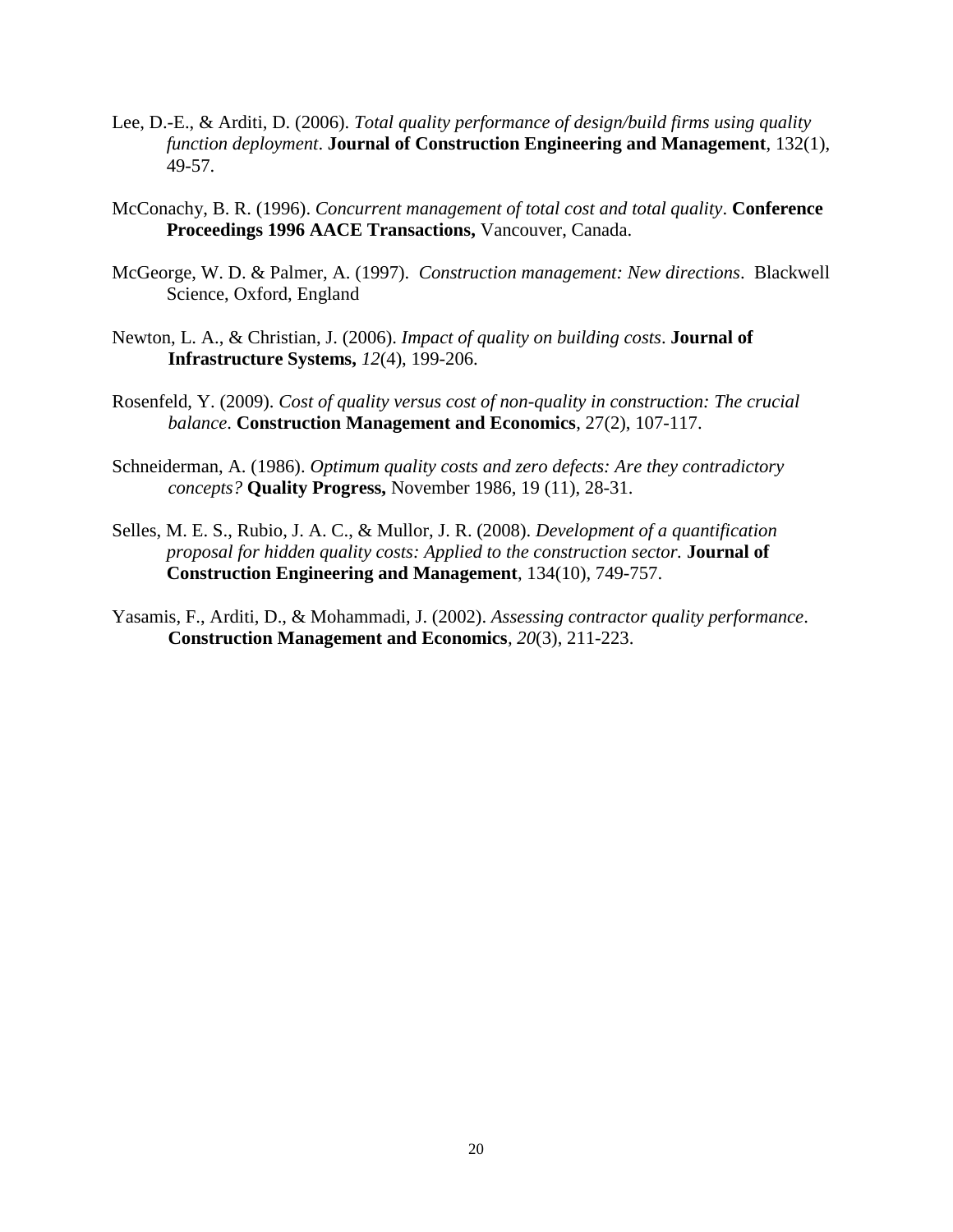Lee, D.-E., & Arditi, D. (2006). *Total quality performance of design/build firms using quality function deployment*. **Journal of Construction Engineering and Management**, 132(1), 49-57.

McConachy, B. R. (1996). *Concurrent management of total cost and total quality*. **Conference Proceedings 1996 AACE Transactions,** Vancouver, Canada.

McGeorge, W. D. & Palmer, A. (1997). *Construction management: New directions*. Blackwell Science, Oxford, England

Newton, L. A., & Christian, J. (2006). *Impact of quality on building costs*. **Journal of Infrastructure Systems,** *12*(4), 199-206.

Rosenfeld, Y. (2009). *Cost of quality versus cost of non-quality in construction: The crucial balance*. **Construction Management and Economics**, 27(2), 107-117.

Schneiderman, A. (1986). *Optimum quality costs and zero defects: Are they contradictory concepts?* **Quality Progress,** November 1986, 19 (11), 28-31.

Selles, M. E. S., Rubio, J. A. C., & Mullor, J. R. (2008). *Development of a quantification proposal for hidden quality costs: Applied to the construction sector.* **Journal of Construction Engineering and Management**, 134(10), 749-757.

Yasamis, F., Arditi, D., & Mohammadi, J. (2002). *Assessing contractor quality performance*. **Construction Management and Economics**, *20*(3), 211-223.